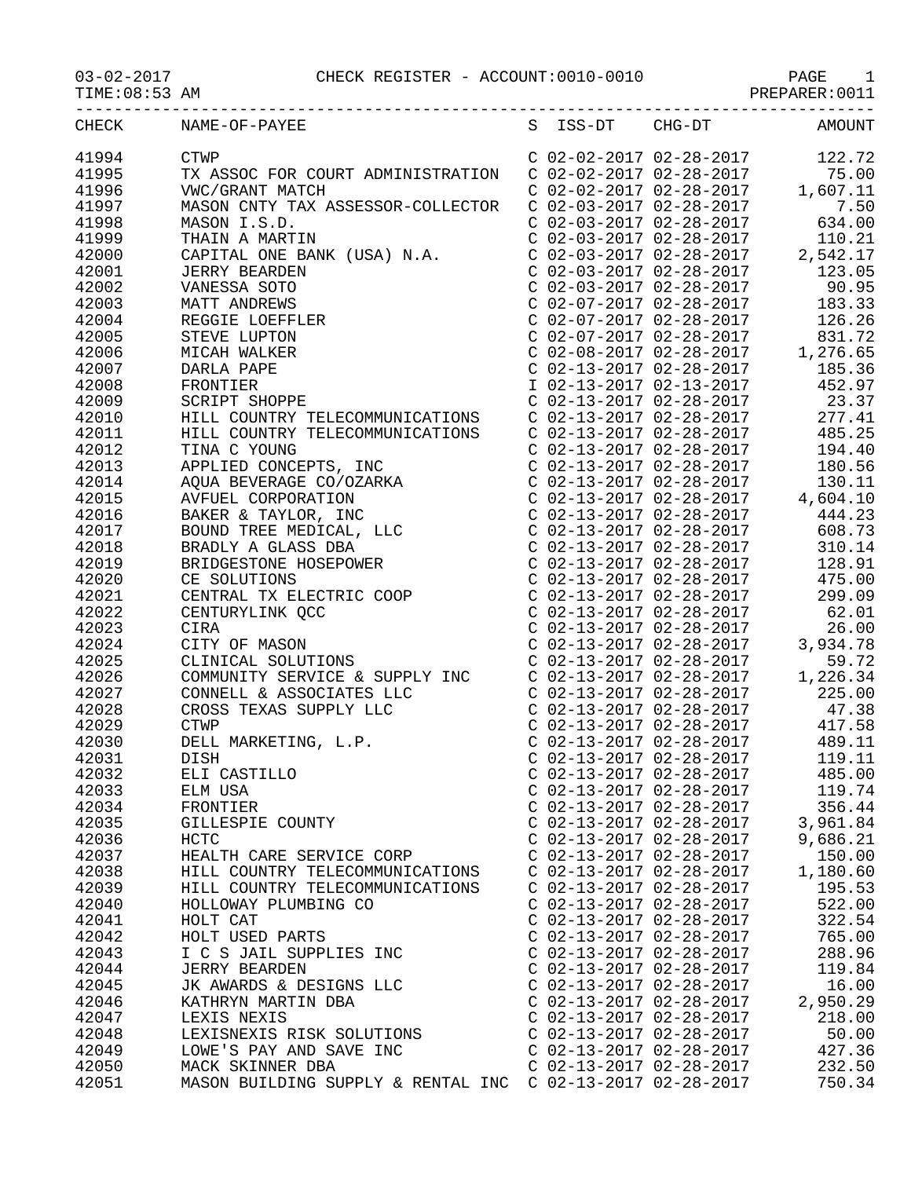03-02-2017 CHECK REGISTER - ACCOUNT:0010-0010

TIME:08:53 AM PREPARER:0011

| CHECK | NAME-OF-PAYEE | S | ISS-DT | CHG-DT | AMOUNT |
|---|---|---|---|---|---|
| 41994 | CTWP | C | 02-02-2017 | 02-28-2017 | 122.72 |
| 41995 | TX ASSOC FOR COURT ADMINISTRATION | C | 02-02-2017 | 02-28-2017 | 75.00 |
| 41996 | VWC/GRANT MATCH | C | 02-02-2017 | 02-28-2017 | 1,607.11 |
| 41997 | MASON CNTY TAX ASSESSOR-COLLECTOR | C | 02-03-2017 | 02-28-2017 | 7.50 |
| 41998 | MASON I.S.D. | C | 02-03-2017 | 02-28-2017 | 634.00 |
| 41999 | THAIN A MARTIN | C | 02-03-2017 | 02-28-2017 | 110.21 |
| 42000 | CAPITAL ONE BANK (USA) N.A. | C | 02-03-2017 | 02-28-2017 | 2,542.17 |
| 42001 | JERRY BEARDEN | C | 02-03-2017 | 02-28-2017 | 123.05 |
| 42002 | VANESSA SOTO | C | 02-03-2017 | 02-28-2017 | 90.95 |
| 42003 | MATT ANDREWS | C | 02-07-2017 | 02-28-2017 | 183.33 |
| 42004 | REGGIE LOEFFLER | C | 02-07-2017 | 02-28-2017 | 126.26 |
| 42005 | STEVE LUPTON | C | 02-07-2017 | 02-28-2017 | 831.72 |
| 42006 | MICAH WALKER | C | 02-08-2017 | 02-28-2017 | 1,276.65 |
| 42007 | DARLA PAPE | C | 02-13-2017 | 02-28-2017 | 185.36 |
| 42008 | FRONTIER | I | 02-13-2017 | 02-13-2017 | 452.97 |
| 42009 | SCRIPT SHOPPE | C | 02-13-2017 | 02-28-2017 | 23.37 |
| 42010 | HILL COUNTRY TELECOMMUNICATIONS | C | 02-13-2017 | 02-28-2017 | 277.41 |
| 42011 | HILL COUNTRY TELECOMMUNICATIONS | C | 02-13-2017 | 02-28-2017 | 485.25 |
| 42012 | TINA C YOUNG | C | 02-13-2017 | 02-28-2017 | 194.40 |
| 42013 | APPLIED CONCEPTS, INC | C | 02-13-2017 | 02-28-2017 | 180.56 |
| 42014 | AQUA BEVERAGE CO/OZARKA | C | 02-13-2017 | 02-28-2017 | 130.11 |
| 42015 | AVFUEL CORPORATION | C | 02-13-2017 | 02-28-2017 | 4,604.10 |
| 42016 | BAKER & TAYLOR, INC | C | 02-13-2017 | 02-28-2017 | 444.23 |
| 42017 | BOUND TREE MEDICAL, LLC | C | 02-13-2017 | 02-28-2017 | 608.73 |
| 42018 | BRADLY A GLASS DBA | C | 02-13-2017 | 02-28-2017 | 310.14 |
| 42019 | BRIDGESTONE HOSEPOWER | C | 02-13-2017 | 02-28-2017 | 128.91 |
| 42020 | CE SOLUTIONS | C | 02-13-2017 | 02-28-2017 | 475.00 |
| 42021 | CENTRAL TX ELECTRIC COOP | C | 02-13-2017 | 02-28-2017 | 299.09 |
| 42022 | CENTURYLINK QCC | C | 02-13-2017 | 02-28-2017 | 62.01 |
| 42023 | CIRA | C | 02-13-2017 | 02-28-2017 | 26.00 |
| 42024 | CITY OF MASON | C | 02-13-2017 | 02-28-2017 | 3,934.78 |
| 42025 | CLINICAL SOLUTIONS | C | 02-13-2017 | 02-28-2017 | 59.72 |
| 42026 | COMMUNITY SERVICE & SUPPLY INC | C | 02-13-2017 | 02-28-2017 | 1,226.34 |
| 42027 | CONNELL & ASSOCIATES LLC | C | 02-13-2017 | 02-28-2017 | 225.00 |
| 42028 | CROSS TEXAS SUPPLY LLC | C | 02-13-2017 | 02-28-2017 | 47.38 |
| 42029 | CTWP | C | 02-13-2017 | 02-28-2017 | 417.58 |
| 42030 | DELL MARKETING, L.P. | C | 02-13-2017 | 02-28-2017 | 489.11 |
| 42031 | DISH | C | 02-13-2017 | 02-28-2017 | 119.11 |
| 42032 | ELI CASTILLO | C | 02-13-2017 | 02-28-2017 | 485.00 |
| 42033 | ELM USA | C | 02-13-2017 | 02-28-2017 | 119.74 |
| 42034 | FRONTIER | C | 02-13-2017 | 02-28-2017 | 356.44 |
| 42035 | GILLESPIE COUNTY | C | 02-13-2017 | 02-28-2017 | 3,961.84 |
| 42036 | HCTC | C | 02-13-2017 | 02-28-2017 | 9,686.21 |
| 42037 | HEALTH CARE SERVICE CORP | C | 02-13-2017 | 02-28-2017 | 150.00 |
| 42038 | HILL COUNTRY TELECOMMUNICATIONS | C | 02-13-2017 | 02-28-2017 | 1,180.60 |
| 42039 | HILL COUNTRY TELECOMMUNICATIONS | C | 02-13-2017 | 02-28-2017 | 195.53 |
| 42040 | HOLLOWAY PLUMBING CO | C | 02-13-2017 | 02-28-2017 | 522.00 |
| 42041 | HOLT CAT | C | 02-13-2017 | 02-28-2017 | 322.54 |
| 42042 | HOLT USED PARTS | C | 02-13-2017 | 02-28-2017 | 765.00 |
| 42043 | I C S JAIL SUPPLIES INC | C | 02-13-2017 | 02-28-2017 | 288.96 |
| 42044 | JERRY BEARDEN | C | 02-13-2017 | 02-28-2017 | 119.84 |
| 42045 | JK AWARDS & DESIGNS LLC | C | 02-13-2017 | 02-28-2017 | 16.00 |
| 42046 | KATHRYN MARTIN DBA | C | 02-13-2017 | 02-28-2017 | 2,950.29 |
| 42047 | LEXIS NEXIS | C | 02-13-2017 | 02-28-2017 | 218.00 |
| 42048 | LEXISNEXIS RISK SOLUTIONS | C | 02-13-2017 | 02-28-2017 | 50.00 |
| 42049 | LOWE'S PAY AND SAVE INC | C | 02-13-2017 | 02-28-2017 | 427.36 |
| 42050 | MACK SKINNER DBA | C | 02-13-2017 | 02-28-2017 | 232.50 |
| 42051 | MASON BUILDING SUPPLY & RENTAL INC | C | 02-13-2017 | 02-28-2017 | 750.34 |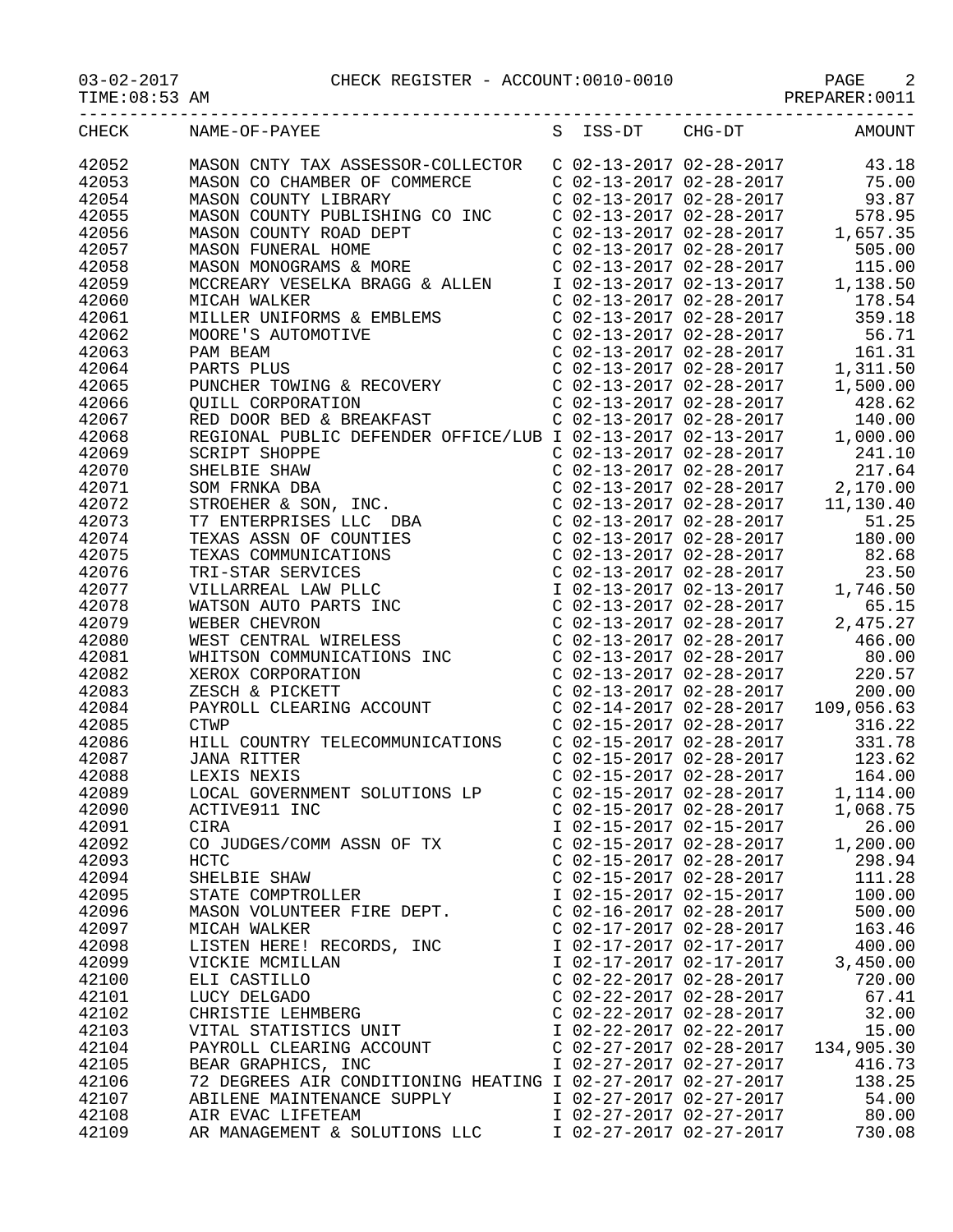03-02-2017 CHECK REGISTER - ACCOUNT:0010-0010

TIME:08:53 AM PREPARER:0011

| CHECK | NAME-OF-PAYEE | S | ISS-DT | CHG-DT | AMOUNT |
|---|---|---|---|---|---|
| 42052 | MASON CNTY TAX ASSESSOR-COLLECTOR | C | 02-13-2017 | 02-28-2017 | 43.18 |
| 42053 | MASON CO CHAMBER OF COMMERCE | C | 02-13-2017 | 02-28-2017 | 75.00 |
| 42054 | MASON COUNTY LIBRARY | C | 02-13-2017 | 02-28-2017 | 93.87 |
| 42055 | MASON COUNTY PUBLISHING CO INC | C | 02-13-2017 | 02-28-2017 | 578.95 |
| 42056 | MASON COUNTY ROAD DEPT | C | 02-13-2017 | 02-28-2017 | 1,657.35 |
| 42057 | MASON FUNERAL HOME | C | 02-13-2017 | 02-28-2017 | 505.00 |
| 42058 | MASON MONOGRAMS & MORE | C | 02-13-2017 | 02-28-2017 | 115.00 |
| 42059 | MCCREARY VESELKA BRAGG & ALLEN | I | 02-13-2017 | 02-13-2017 | 1,138.50 |
| 42060 | MICAH WALKER | C | 02-13-2017 | 02-28-2017 | 178.54 |
| 42061 | MILLER UNIFORMS & EMBLEMS | C | 02-13-2017 | 02-28-2017 | 359.18 |
| 42062 | MOORE'S AUTOMOTIVE | C | 02-13-2017 | 02-28-2017 | 56.71 |
| 42063 | PAM BEAM | C | 02-13-2017 | 02-28-2017 | 161.31 |
| 42064 | PARTS PLUS | C | 02-13-2017 | 02-28-2017 | 1,311.50 |
| 42065 | PUNCHER TOWING & RECOVERY | C | 02-13-2017 | 02-28-2017 | 1,500.00 |
| 42066 | QUILL CORPORATION | C | 02-13-2017 | 02-28-2017 | 428.62 |
| 42067 | RED DOOR BED & BREAKFAST | C | 02-13-2017 | 02-28-2017 | 140.00 |
| 42068 | REGIONAL PUBLIC DEFENDER OFFICE/LUB | I | 02-13-2017 | 02-13-2017 | 1,000.00 |
| 42069 | SCRIPT SHOPPE | C | 02-13-2017 | 02-28-2017 | 241.10 |
| 42070 | SHELBIE SHAW | C | 02-13-2017 | 02-28-2017 | 217.64 |
| 42071 | SOM FRNKA DBA | C | 02-13-2017 | 02-28-2017 | 2,170.00 |
| 42072 | STROEHER & SON, INC. | C | 02-13-2017 | 02-28-2017 | 11,130.40 |
| 42073 | T7 ENTERPRISES LLC DBA | C | 02-13-2017 | 02-28-2017 | 51.25 |
| 42074 | TEXAS ASSN OF COUNTIES | C | 02-13-2017 | 02-28-2017 | 180.00 |
| 42075 | TEXAS COMMUNICATIONS | C | 02-13-2017 | 02-28-2017 | 82.68 |
| 42076 | TRI-STAR SERVICES | C | 02-13-2017 | 02-28-2017 | 23.50 |
| 42077 | VILLARREAL LAW PLLC | I | 02-13-2017 | 02-13-2017 | 1,746.50 |
| 42078 | WATSON AUTO PARTS INC | C | 02-13-2017 | 02-28-2017 | 65.15 |
| 42079 | WEBER CHEVRON | C | 02-13-2017 | 02-28-2017 | 2,475.27 |
| 42080 | WEST CENTRAL WIRELESS | C | 02-13-2017 | 02-28-2017 | 466.00 |
| 42081 | WHITSON COMMUNICATIONS INC | C | 02-13-2017 | 02-28-2017 | 80.00 |
| 42082 | XEROX CORPORATION | C | 02-13-2017 | 02-28-2017 | 220.57 |
| 42083 | ZESCH & PICKETT | C | 02-13-2017 | 02-28-2017 | 200.00 |
| 42084 | PAYROLL CLEARING ACCOUNT | C | 02-14-2017 | 02-28-2017 | 109,056.63 |
| 42085 | CTWP | C | 02-15-2017 | 02-28-2017 | 316.22 |
| 42086 | HILL COUNTRY TELECOMMUNICATIONS | C | 02-15-2017 | 02-28-2017 | 331.78 |
| 42087 | JANA RITTER | C | 02-15-2017 | 02-28-2017 | 123.62 |
| 42088 | LEXIS NEXIS | C | 02-15-2017 | 02-28-2017 | 164.00 |
| 42089 | LOCAL GOVERNMENT SOLUTIONS LP | C | 02-15-2017 | 02-28-2017 | 1,114.00 |
| 42090 | ACTIVE911 INC | C | 02-15-2017 | 02-28-2017 | 1,068.75 |
| 42091 | CIRA | I | 02-15-2017 | 02-15-2017 | 26.00 |
| 42092 | CO JUDGES/COMM ASSN OF TX | C | 02-15-2017 | 02-28-2017 | 1,200.00 |
| 42093 | HCTC | C | 02-15-2017 | 02-28-2017 | 298.94 |
| 42094 | SHELBIE SHAW | C | 02-15-2017 | 02-28-2017 | 111.28 |
| 42095 | STATE COMPTROLLER | I | 02-15-2017 | 02-15-2017 | 100.00 |
| 42096 | MASON VOLUNTEER FIRE DEPT. | C | 02-16-2017 | 02-28-2017 | 500.00 |
| 42097 | MICAH WALKER | C | 02-17-2017 | 02-28-2017 | 163.46 |
| 42098 | LISTEN HERE! RECORDS, INC | I | 02-17-2017 | 02-17-2017 | 400.00 |
| 42099 | VICKIE MCMILLAN | I | 02-17-2017 | 02-17-2017 | 3,450.00 |
| 42100 | ELI CASTILLO | C | 02-22-2017 | 02-28-2017 | 720.00 |
| 42101 | LUCY DELGADO | C | 02-22-2017 | 02-28-2017 | 67.41 |
| 42102 | CHRISTIE LEHMBERG | C | 02-22-2017 | 02-28-2017 | 32.00 |
| 42103 | VITAL STATISTICS UNIT | I | 02-22-2017 | 02-22-2017 | 15.00 |
| 42104 | PAYROLL CLEARING ACCOUNT | C | 02-27-2017 | 02-28-2017 | 134,905.30 |
| 42105 | BEAR GRAPHICS, INC | I | 02-27-2017 | 02-27-2017 | 416.73 |
| 42106 | 72 DEGREES AIR CONDITIONING HEATING | I | 02-27-2017 | 02-27-2017 | 138.25 |
| 42107 | ABILENE MAINTENANCE SUPPLY | I | 02-27-2017 | 02-27-2017 | 54.00 |
| 42108 | AIR EVAC LIFETEAM | I | 02-27-2017 | 02-27-2017 | 80.00 |
| 42109 | AR MANAGEMENT & SOLUTIONS LLC | I | 02-27-2017 | 02-27-2017 | 730.08 |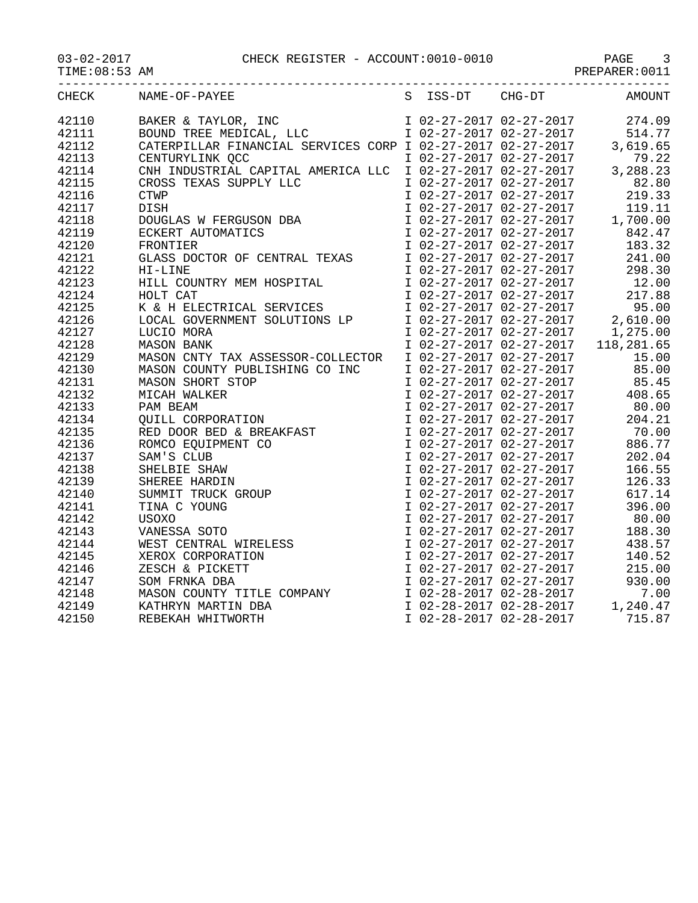CHECK REGISTER - ACCOUNT:0010-0010

03-02-2017
TIME:08:53 AM
PREPARER:0011

| CHECK | NAME-OF-PAYEE | S | ISS-DT | CHG-DT | AMOUNT |
|---|---|---|---|---|---|
| 42110 | BAKER & TAYLOR, INC | I | 02-27-2017 | 02-27-2017 | 274.09 |
| 42111 | BOUND TREE MEDICAL, LLC | I | 02-27-2017 | 02-27-2017 | 514.77 |
| 42112 | CATERPILLAR FINANCIAL SERVICES CORP | I | 02-27-2017 | 02-27-2017 | 3,619.65 |
| 42113 | CENTURYLINK QCC | I | 02-27-2017 | 02-27-2017 | 79.22 |
| 42114 | CNH INDUSTRIAL CAPITAL AMERICA LLC | I | 02-27-2017 | 02-27-2017 | 3,288.23 |
| 42115 | CROSS TEXAS SUPPLY LLC | I | 02-27-2017 | 02-27-2017 | 82.80 |
| 42116 | CTWP | I | 02-27-2017 | 02-27-2017 | 219.33 |
| 42117 | DISH | I | 02-27-2017 | 02-27-2017 | 119.11 |
| 42118 | DOUGLAS W FERGUSON DBA | I | 02-27-2017 | 02-27-2017 | 1,700.00 |
| 42119 | ECKERT AUTOMATICS | I | 02-27-2017 | 02-27-2017 | 842.47 |
| 42120 | FRONTIER | I | 02-27-2017 | 02-27-2017 | 183.32 |
| 42121 | GLASS DOCTOR OF CENTRAL TEXAS | I | 02-27-2017 | 02-27-2017 | 241.00 |
| 42122 | HI-LINE | I | 02-27-2017 | 02-27-2017 | 298.30 |
| 42123 | HILL COUNTRY MEM HOSPITAL | I | 02-27-2017 | 02-27-2017 | 12.00 |
| 42124 | HOLT CAT | I | 02-27-2017 | 02-27-2017 | 217.88 |
| 42125 | K & H ELECTRICAL SERVICES | I | 02-27-2017 | 02-27-2017 | 95.00 |
| 42126 | LOCAL GOVERNMENT SOLUTIONS LP | I | 02-27-2017 | 02-27-2017 | 2,610.00 |
| 42127 | LUCIO MORA | I | 02-27-2017 | 02-27-2017 | 1,275.00 |
| 42128 | MASON BANK | I | 02-27-2017 | 02-27-2017 | 118,281.65 |
| 42129 | MASON CNTY TAX ASSESSOR-COLLECTOR | I | 02-27-2017 | 02-27-2017 | 15.00 |
| 42130 | MASON COUNTY PUBLISHING CO INC | I | 02-27-2017 | 02-27-2017 | 85.00 |
| 42131 | MASON SHORT STOP | I | 02-27-2017 | 02-27-2017 | 85.45 |
| 42132 | MICAH WALKER | I | 02-27-2017 | 02-27-2017 | 408.65 |
| 42133 | PAM BEAM | I | 02-27-2017 | 02-27-2017 | 80.00 |
| 42134 | QUILL CORPORATION | I | 02-27-2017 | 02-27-2017 | 204.21 |
| 42135 | RED DOOR BED & BREAKFAST | I | 02-27-2017 | 02-27-2017 | 70.00 |
| 42136 | ROMCO EQUIPMENT CO | I | 02-27-2017 | 02-27-2017 | 886.77 |
| 42137 | SAM'S CLUB | I | 02-27-2017 | 02-27-2017 | 202.04 |
| 42138 | SHELBIE SHAW | I | 02-27-2017 | 02-27-2017 | 166.55 |
| 42139 | SHEREE HARDIN | I | 02-27-2017 | 02-27-2017 | 126.33 |
| 42140 | SUMMIT TRUCK GROUP | I | 02-27-2017 | 02-27-2017 | 617.14 |
| 42141 | TINA C YOUNG | I | 02-27-2017 | 02-27-2017 | 396.00 |
| 42142 | USOXO | I | 02-27-2017 | 02-27-2017 | 80.00 |
| 42143 | VANESSA SOTO | I | 02-27-2017 | 02-27-2017 | 188.30 |
| 42144 | WEST CENTRAL WIRELESS | I | 02-27-2017 | 02-27-2017 | 438.57 |
| 42145 | XEROX CORPORATION | I | 02-27-2017 | 02-27-2017 | 140.52 |
| 42146 | ZESCH & PICKETT | I | 02-27-2017 | 02-27-2017 | 215.00 |
| 42147 | SOM FRNKA DBA | I | 02-27-2017 | 02-27-2017 | 930.00 |
| 42148 | MASON COUNTY TITLE COMPANY | I | 02-28-2017 | 02-28-2017 | 7.00 |
| 42149 | KATHRYN MARTIN DBA | I | 02-28-2017 | 02-28-2017 | 1,240.47 |
| 42150 | REBEKAH WHITWORTH | I | 02-28-2017 | 02-28-2017 | 715.87 |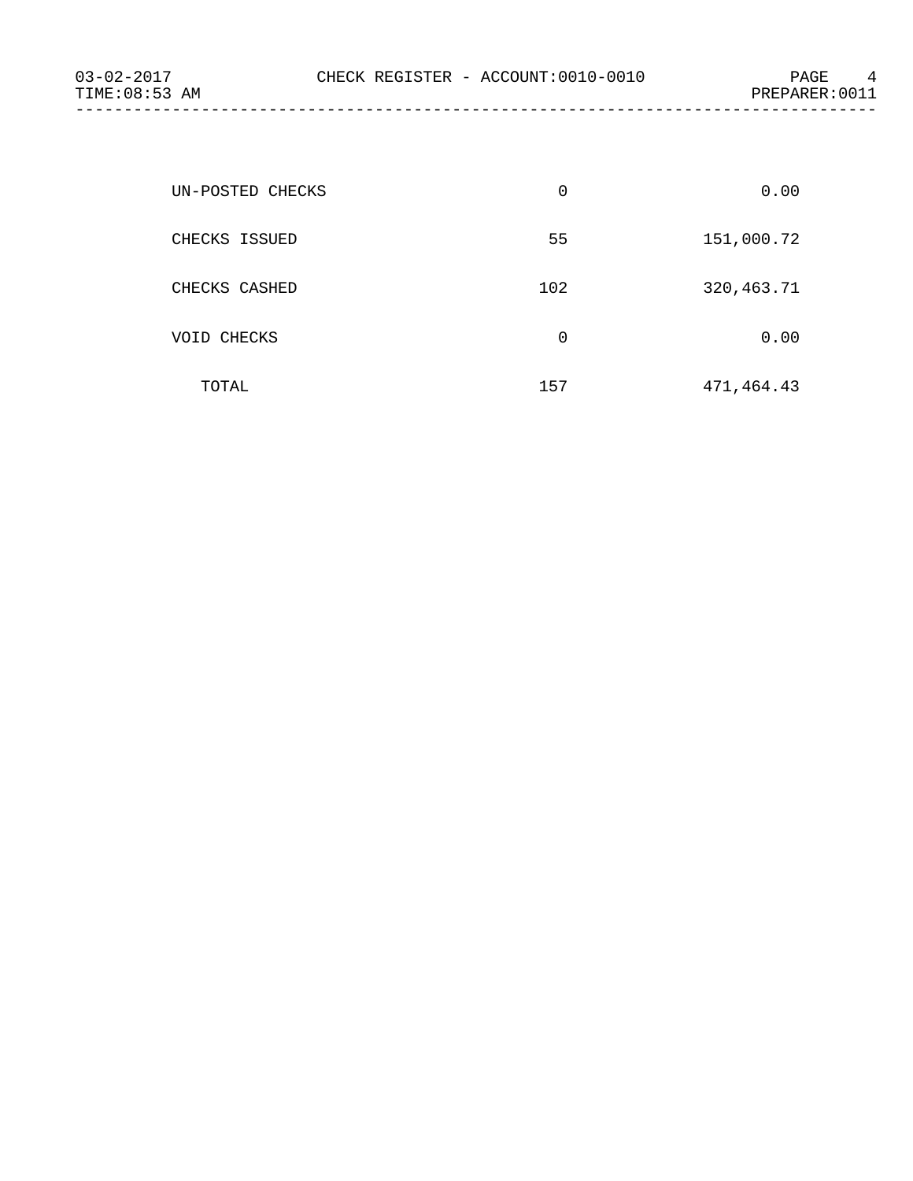| | | |
|---|---|---|
| UN-POSTED CHECKS | 0 | 0.00 |
| CHECKS ISSUED | 55 | 151,000.72 |
| CHECKS CASHED | 102 | 320,463.71 |
| VOID CHECKS | 0 | 0.00 |
| TOTAL | 157 | 471,464.43 |